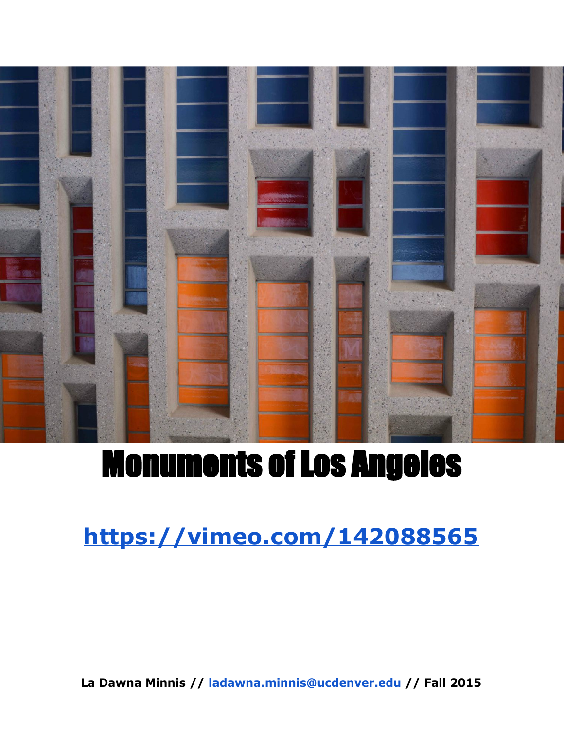# Monuments of Los Angeles

**https://vimeo.com/142088565**

**La Dawna Minnis // ladawna.minnis@ucdenver.edu // Fall 2015**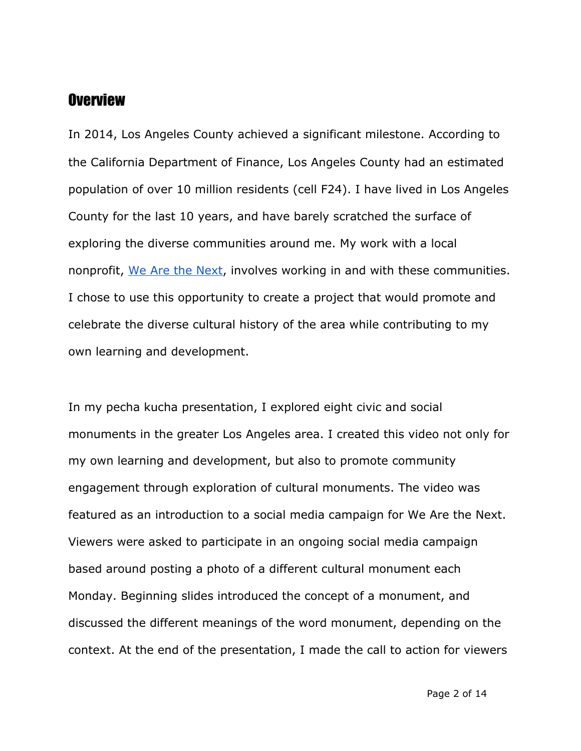## Overview

In 2014, Los Angeles County achieved a significant milestone. According to the California Department of Finance, Los Angeles County had an estimated population of over 10 million residents (cell F24). I have lived in Los Angeles County for the last 10 years, and have barely scratched the surface of exploring the diverse communities around me. My work with a local nonprofit, We Are the Next, involves working in and with these communities. I chose to use this opportunity to create a project that would promote and celebrate the diverse cultural history of the area while contributing to my own learning and development.

In my pecha kucha presentation, I explored eight civic and social monuments in the greater Los Angeles area. I created this video not only for my own learning and development, but also to promote community engagement through exploration of cultural monuments. The video was featured as an introduction to a social media campaign for We Are the Next. Viewers were asked to participate in an ongoing social media campaign based around posting a photo of a different cultural monument each Monday. Beginning slides introduced the concept of a monument, and discussed the different meanings of the word monument, depending on the context. At the end of the presentation, I made the call to action for viewers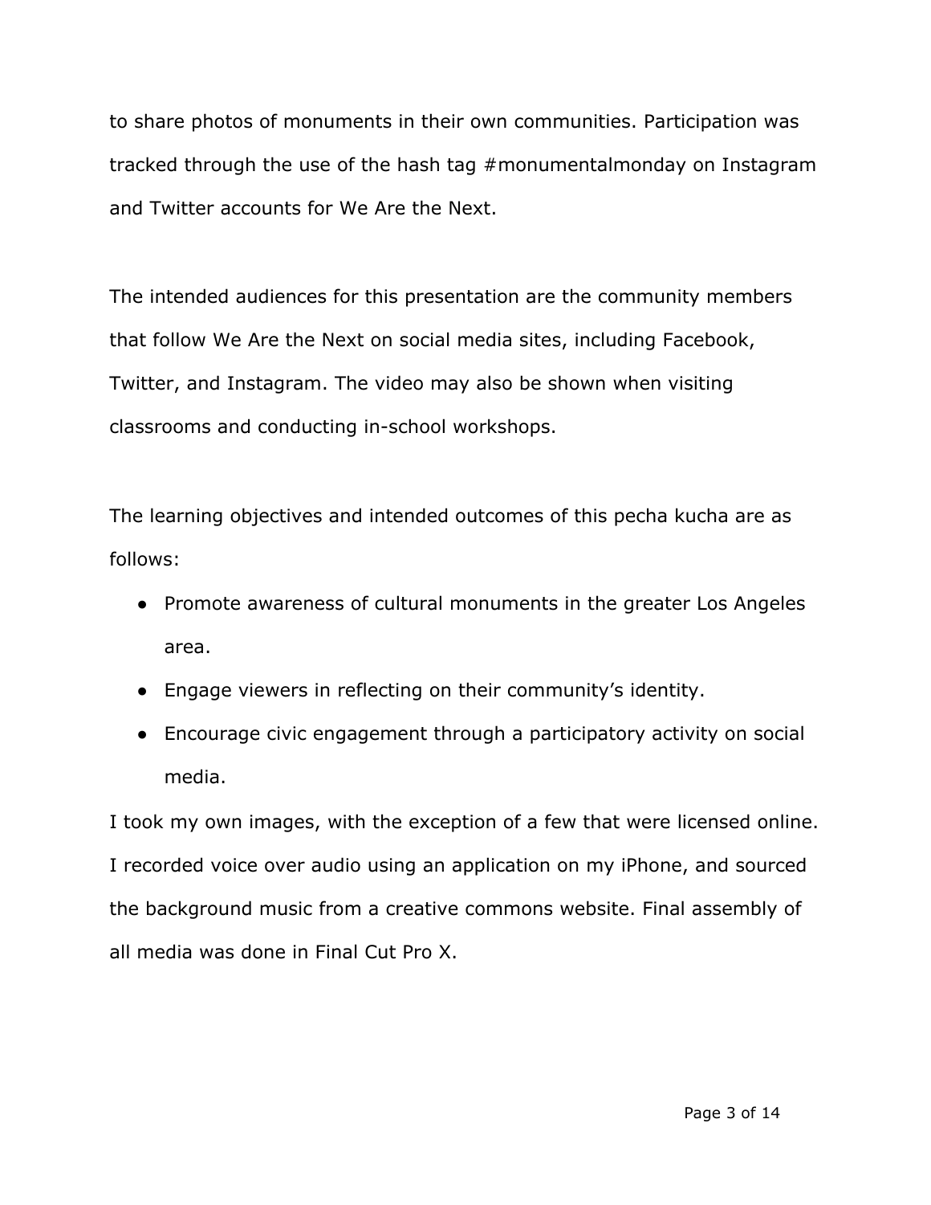to share photos of monuments in their own communities. Participation was tracked through the use of the hash tag #monumentalmonday on Instagram and Twitter accounts for We Are the Next.

The intended audiences for this presentation are the community members that follow We Are the Next on social media sites, including Facebook, Twitter, and Instagram. The video may also be shown when visiting classrooms and conducting in-school workshops.

The learning objectives and intended outcomes of this pecha kucha are as follows:

- Promote awareness of cultural monuments in the greater Los Angeles area.
- Engage viewers in reflecting on their community's identity.
- Encourage civic engagement through a participatory activity on social media.

I took my own images, with the exception of a few that were licensed online. I recorded voice over audio using an application on my iPhone, and sourced the background music from a creative commons website. Final assembly of all media was done in Final Cut Pro X.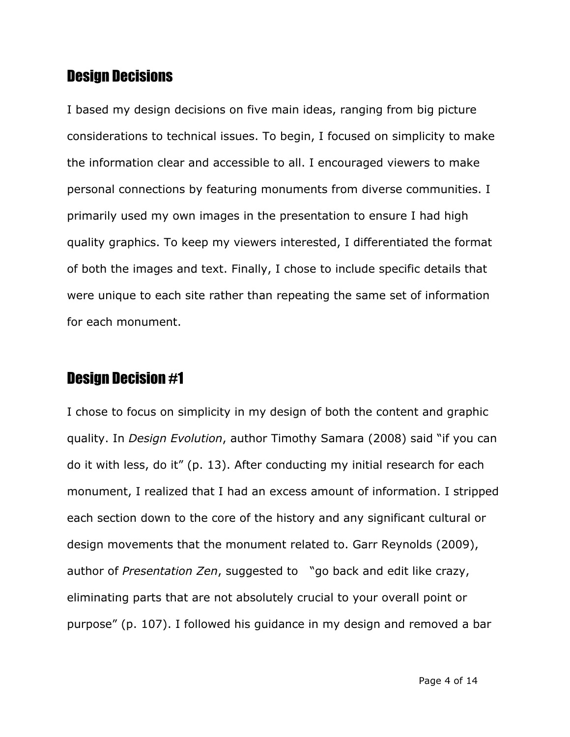## Design Decisions

I based my design decisions on five main ideas, ranging from big picture considerations to technical issues. To begin, I focused on simplicity to make the information clear and accessible to all. I encouraged viewers to make personal connections by featuring monuments from diverse communities. I primarily used my own images in the presentation to ensure I had high quality graphics. To keep my viewers interested, I differentiated the format of both the images and text. Finally, I chose to include specific details that were unique to each site rather than repeating the same set of information for each monument.

## Design Decision #1

I chose to focus on simplicity in my design of both the content and graphic quality. In *Design Evolution*, author Timothy Samara (2008) said "if you can do it with less, do it" (p. 13). After conducting my initial research for each monument, I realized that I had an excess amount of information. I stripped each section down to the core of the history and any significant cultural or design movements that the monument related to. Garr Reynolds (2009), author of *Presentation Zen*, suggested to "go back and edit like crazy, eliminating parts that are not absolutely crucial to your overall point or purpose" (p. 107). I followed his guidance in my design and removed a bar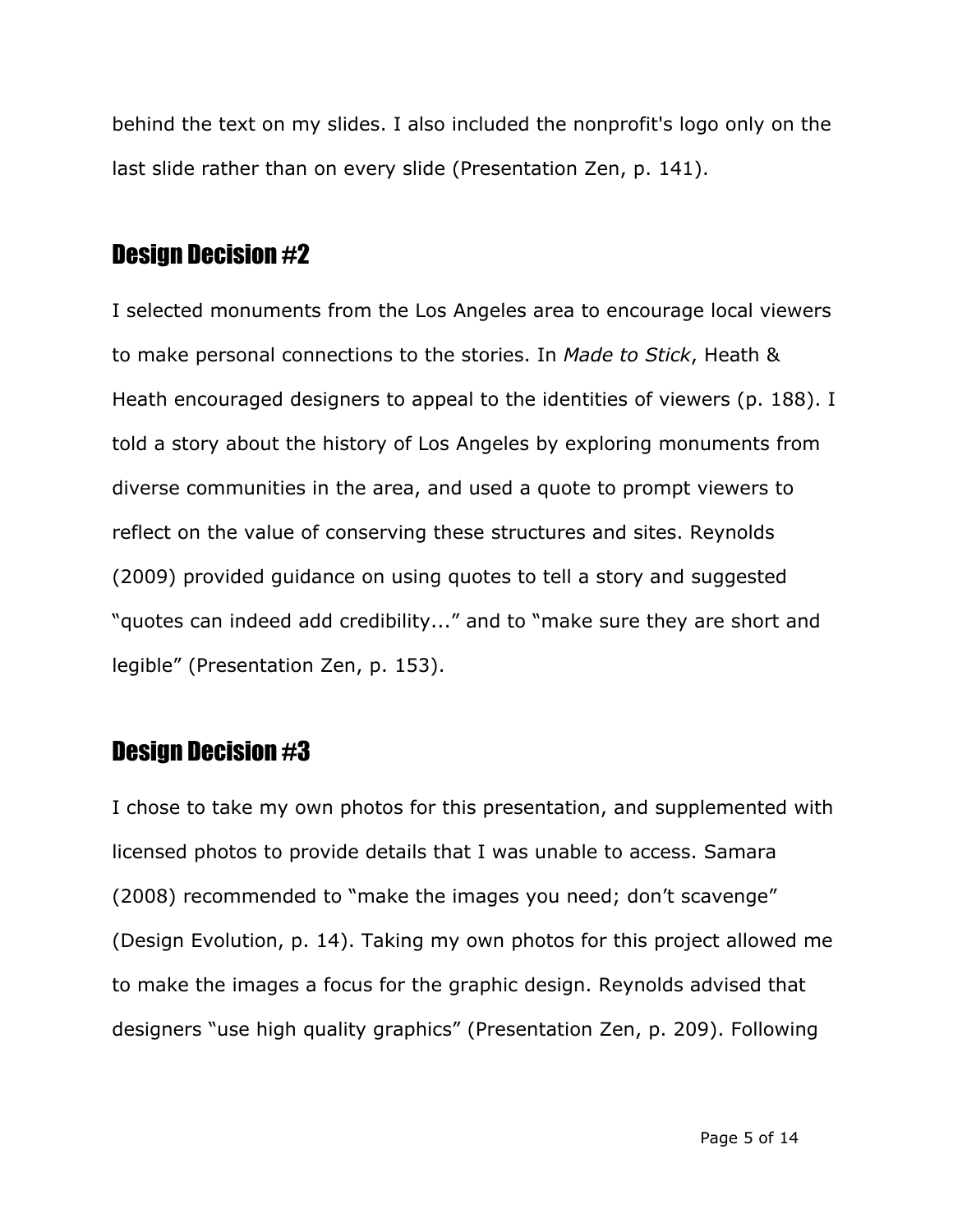behind the text on my slides. I also included the nonprofit's logo only on the last slide rather than on every slide (Presentation Zen, p. 141).

## Design Decision #2

I selected monuments from the Los Angeles area to encourage local viewers to make personal connections to the stories. In *Made to Stick*, Heath & Heath encouraged designers to appeal to the identities of viewers (p. 188). I told a story about the history of Los Angeles by exploring monuments from diverse communities in the area, and used a quote to prompt viewers to reflect on the value of conserving these structures and sites. Reynolds (2009) provided guidance on using quotes to tell a story and suggested "quotes can indeed add credibility..." and to "make sure they are short and legible" (Presentation Zen, p. 153).

## Design Decision #3

I chose to take my own photos for this presentation, and supplemented with licensed photos to provide details that I was unable to access. Samara (2008) recommended to "make the images you need; don't scavenge" (Design Evolution, p. 14). Taking my own photos for this project allowed me to make the images a focus for the graphic design. Reynolds advised that designers "use high quality graphics" (Presentation Zen, p. 209). Following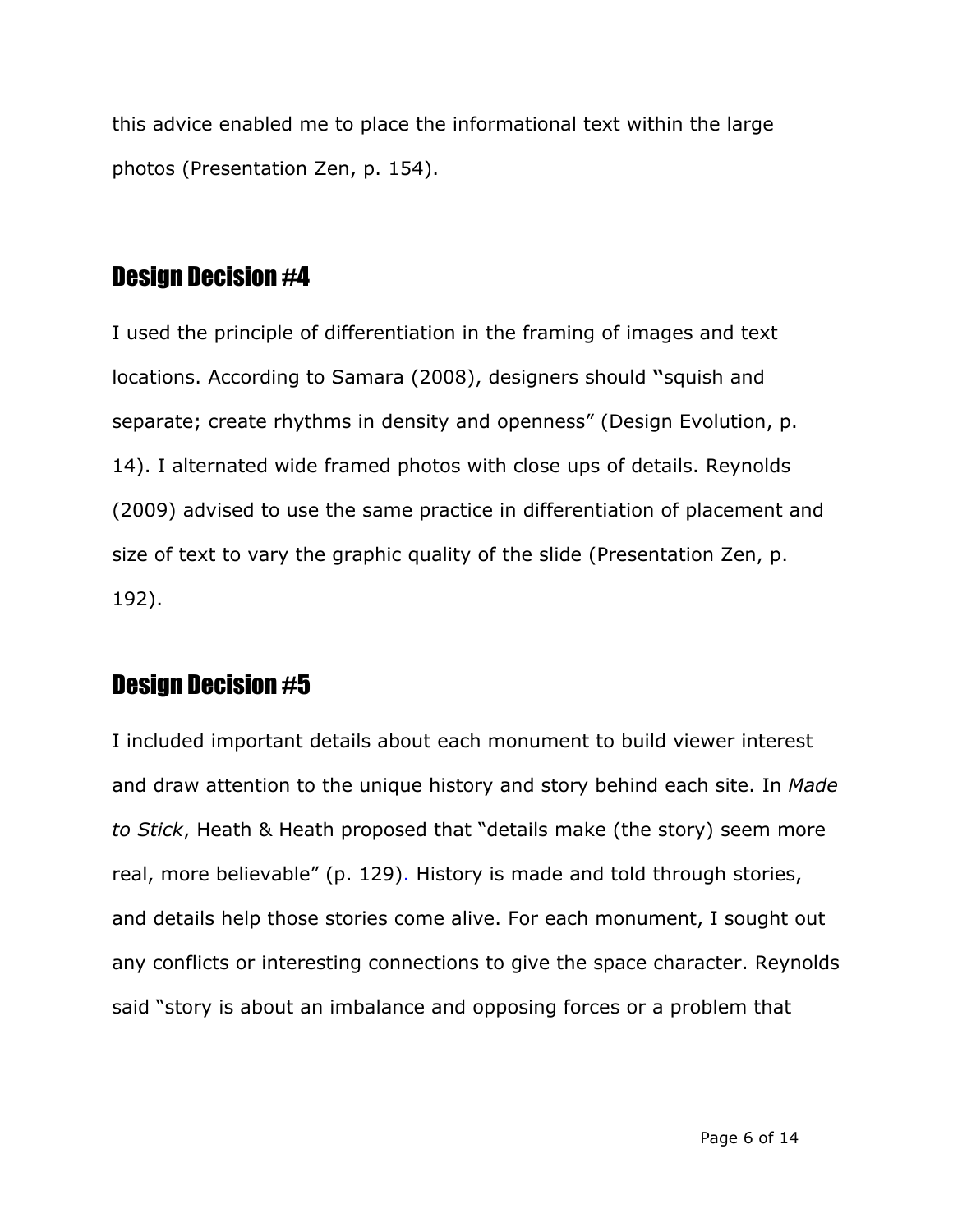this advice enabled me to place the informational text within the large photos (Presentation Zen, p. 154).

## Design Decision #4

I used the principle of differentiation in the framing of images and text locations. According to Samara (2008), designers should "squish and separate; create rhythms in density and openness" (Design Evolution, p. 14). I alternated wide framed photos with close ups of details. Reynolds (2009) advised to use the same practice in differentiation of placement and size of text to vary the graphic quality of the slide (Presentation Zen, p. 192).

## Design Decision #5

I included important details about each monument to build viewer interest and draw attention to the unique history and story behind each site. In *Made to Stick*, Heath & Heath proposed that "details make (the story) seem more real, more believable" (p. 129). History is made and told through stories, and details help those stories come alive. For each monument, I sought out any conflicts or interesting connections to give the space character. Reynolds said "story is about an imbalance and opposing forces or a problem that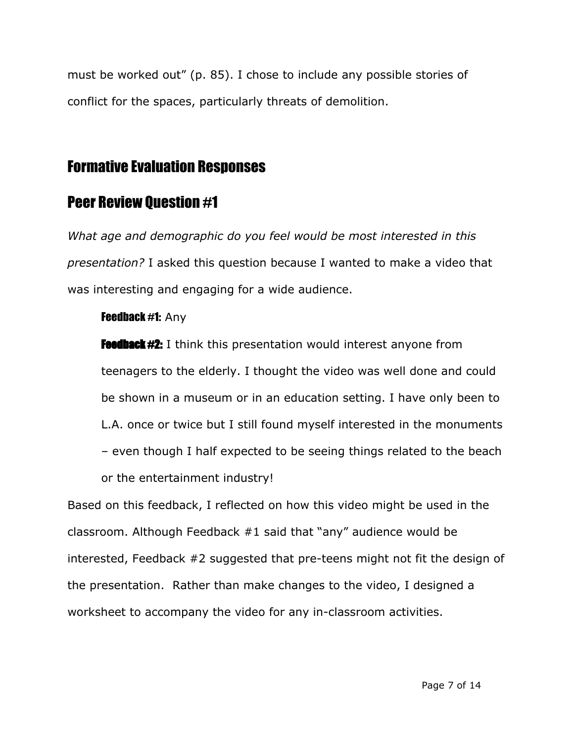must be worked out” (p. 85). I chose to include any possible stories of conflict for the spaces, particularly threats of demolition.

## Formative Evaluation Responses

## Peer Review Question #1

*What age and demographic do you feel would be most interested in this presentation?* I asked this question because I wanted to make a video that was interesting and engaging for a wide audience.

> **Feedback #1:** Any
>
> **Feedback #2:** I think this presentation would interest anyone from teenagers to the elderly. I thought the video was well done and could be shown in a museum or in an education setting. I have only been to L.A. once or twice but I still found myself interested in the monuments – even though I half expected to be seeing things related to the beach or the entertainment industry!

Based on this feedback, I reflected on how this video might be used in the classroom. Although Feedback #1 said that “any” audience would be interested, Feedback #2 suggested that pre-teens might not fit the design of the presentation. Rather than make changes to the video, I designed a worksheet to accompany the video for any in-classroom activities.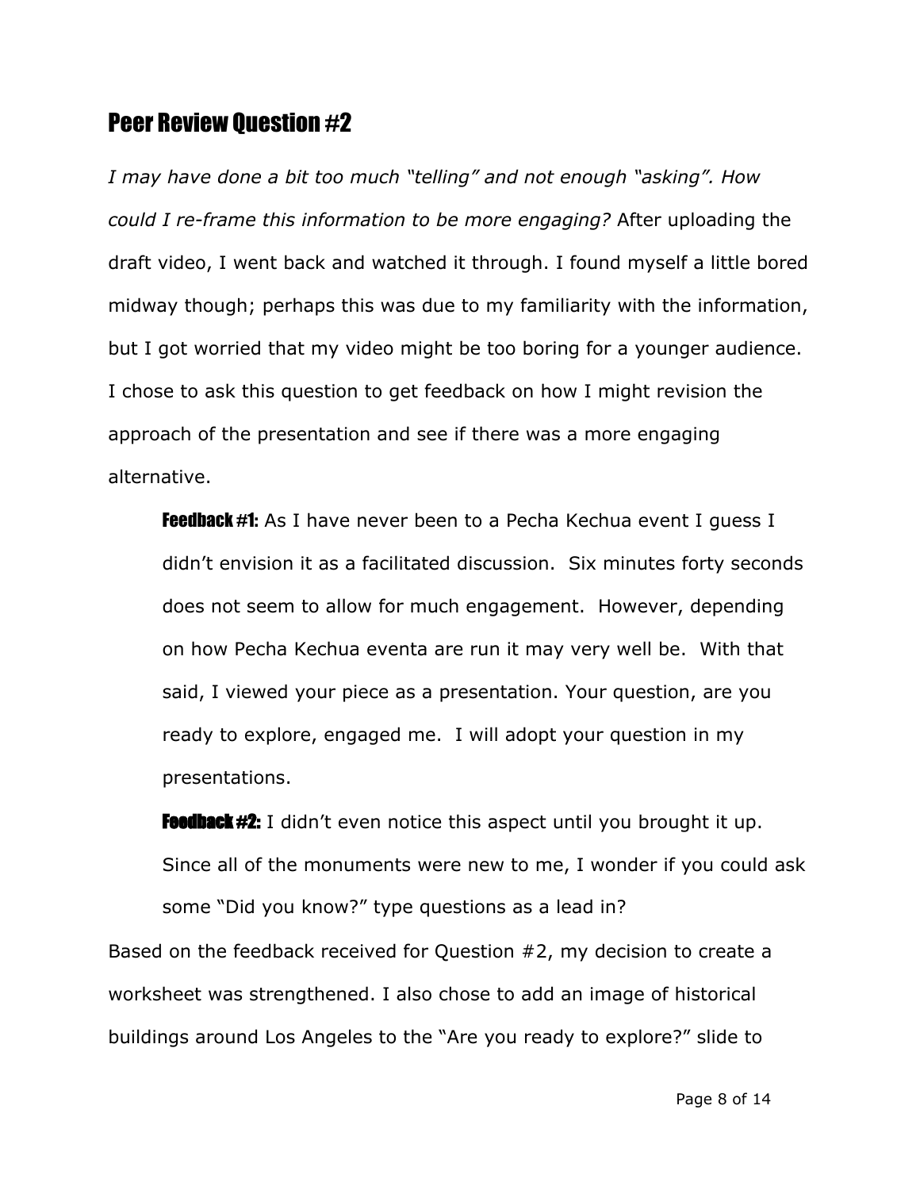## Peer Review Question #2

*I may have done a bit too much "telling" and not enough "asking". How could I re-frame this information to be more engaging?* After uploading the draft video, I went back and watched it through. I found myself a little bored midway though; perhaps this was due to my familiarity with the information, but I got worried that my video might be too boring for a younger audience. I chose to ask this question to get feedback on how I might revision the approach of the presentation and see if there was a more engaging alternative.

> **Feedback #1:** As I have never been to a Pecha Kechua event I guess I didn't envision it as a facilitated discussion. Six minutes forty seconds does not seem to allow for much engagement. However, depending on how Pecha Kechua eventa are run it may very well be. With that said, I viewed your piece as a presentation. Your question, are you ready to explore, engaged me. I will adopt your question in my presentations.
>
> **Feedback #2:** I didn't even notice this aspect until you brought it up. Since all of the monuments were new to me, I wonder if you could ask some "Did you know?" type questions as a lead in?

Based on the feedback received for Question #2, my decision to create a worksheet was strengthened. I also chose to add an image of historical buildings around Los Angeles to the "Are you ready to explore?" slide to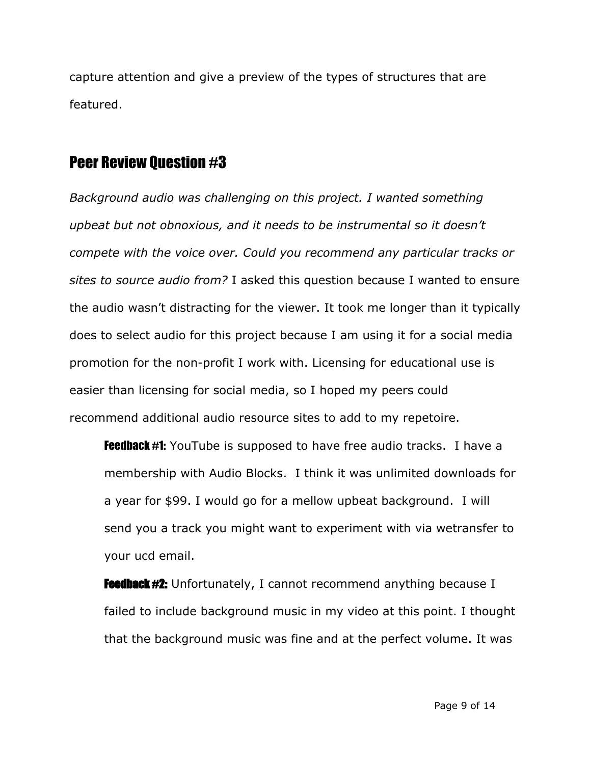capture attention and give a preview of the types of structures that are featured.

## Peer Review Question #3

*Background audio was challenging on this project. I wanted something upbeat but not obnoxious, and it needs to be instrumental so it doesn't compete with the voice over. Could you recommend any particular tracks or sites to source audio from?* I asked this question because I wanted to ensure the audio wasn't distracting for the viewer. It took me longer than it typically does to select audio for this project because I am using it for a social media promotion for the non-profit I work with. Licensing for educational use is easier than licensing for social media, so I hoped my peers could recommend additional audio resource sites to add to my repetoire.

> **Feedback #1:** YouTube is supposed to have free audio tracks. I have a membership with Audio Blocks. I think it was unlimited downloads for a year for $99. I would go for a mellow upbeat background. I will send you a track you might want to experiment with via wetransfer to your ucd email.
>
> **Feedback #2:** Unfortunately, I cannot recommend anything because I failed to include background music in my video at this point. I thought that the background music was fine and at the perfect volume. It was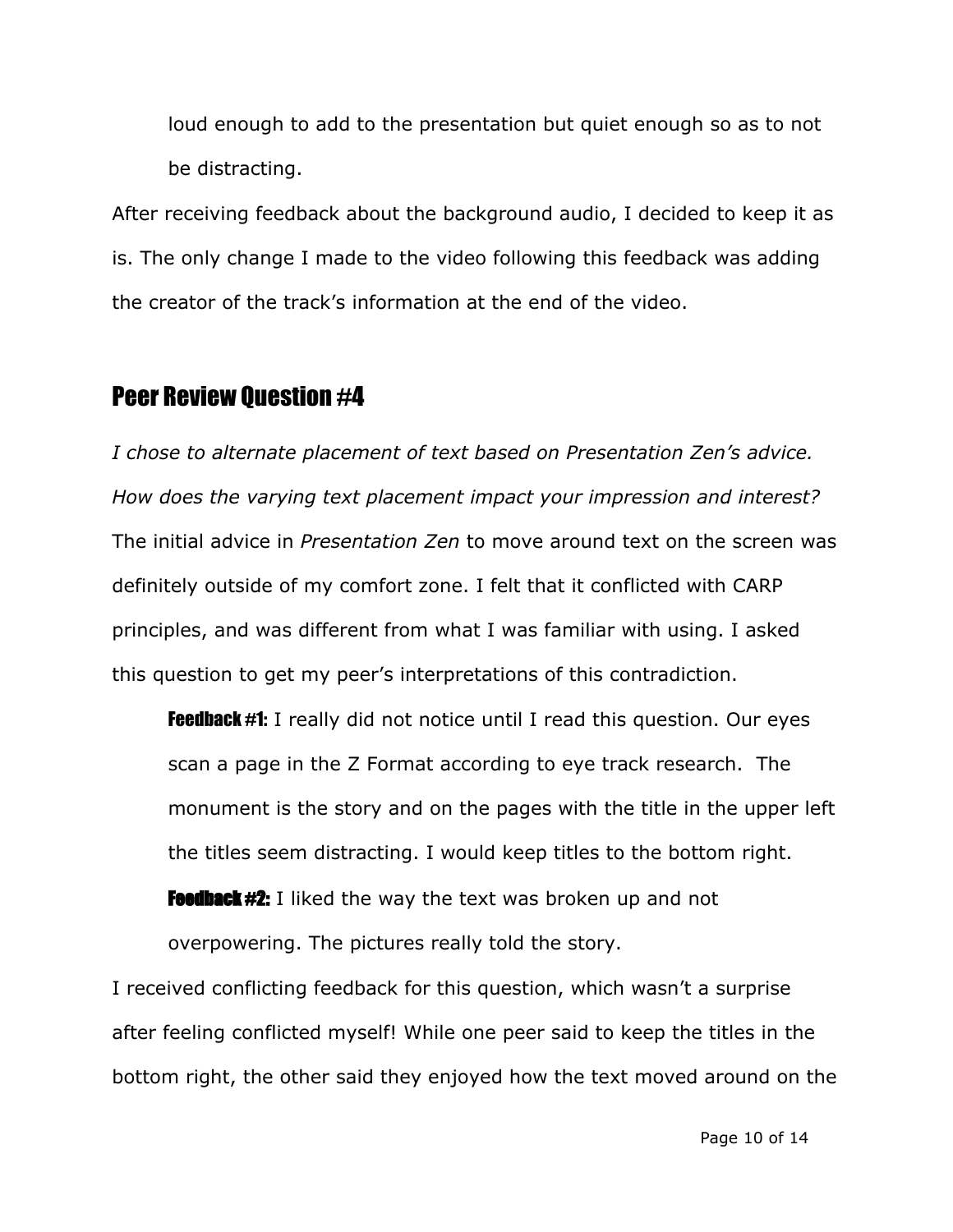loud enough to add to the presentation but quiet enough so as to not be distracting.

After receiving feedback about the background audio, I decided to keep it as is. The only change I made to the video following this feedback was adding the creator of the track's information at the end of the video.

## Peer Review Question #4

*I chose to alternate placement of text based on Presentation Zen's advice. How does the varying text placement impact your impression and interest?*

The initial advice in *Presentation Zen* to move around text on the screen was definitely outside of my comfort zone. I felt that it conflicted with CARP principles, and was different from what I was familiar with using. I asked this question to get my peer's interpretations of this contradiction.

> **Feedback #1:** I really did not notice until I read this question. Our eyes scan a page in the Z Format according to eye track research. The monument is the story and on the pages with the title in the upper left the titles seem distracting. I would keep titles to the bottom right.
>
> **Feedback #2:** I liked the way the text was broken up and not overpowering. The pictures really told the story.

I received conflicting feedback for this question, which wasn't a surprise after feeling conflicted myself! While one peer said to keep the titles in the bottom right, the other said they enjoyed how the text moved around on the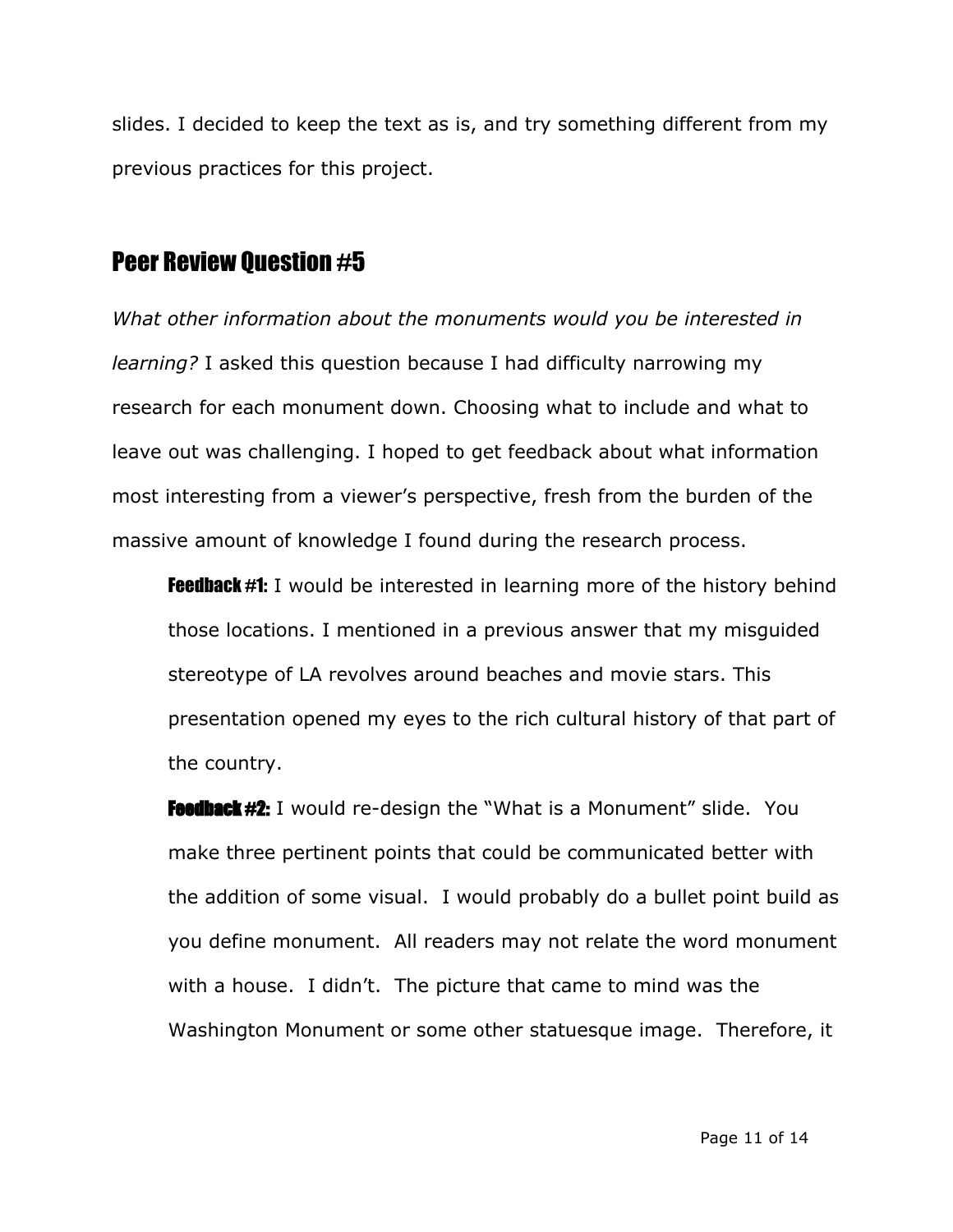slides. I decided to keep the text as is, and try something different from my previous practices for this project.

## Peer Review Question #5

*What other information about the monuments would you be interested in learning?* I asked this question because I had difficulty narrowing my research for each monument down. Choosing what to include and what to leave out was challenging. I hoped to get feedback about what information most interesting from a viewer's perspective, fresh from the burden of the massive amount of knowledge I found during the research process.

**Feedback #1:** I would be interested in learning more of the history behind those locations. I mentioned in a previous answer that my misguided stereotype of LA revolves around beaches and movie stars. This presentation opened my eyes to the rich cultural history of that part of the country.

**Feedback #2:** I would re-design the "What is a Monument" slide. You make three pertinent points that could be communicated better with the addition of some visual. I would probably do a bullet point build as you define monument. All readers may not relate the word monument with a house. I didn't. The picture that came to mind was the Washington Monument or some other statuesque image. Therefore, it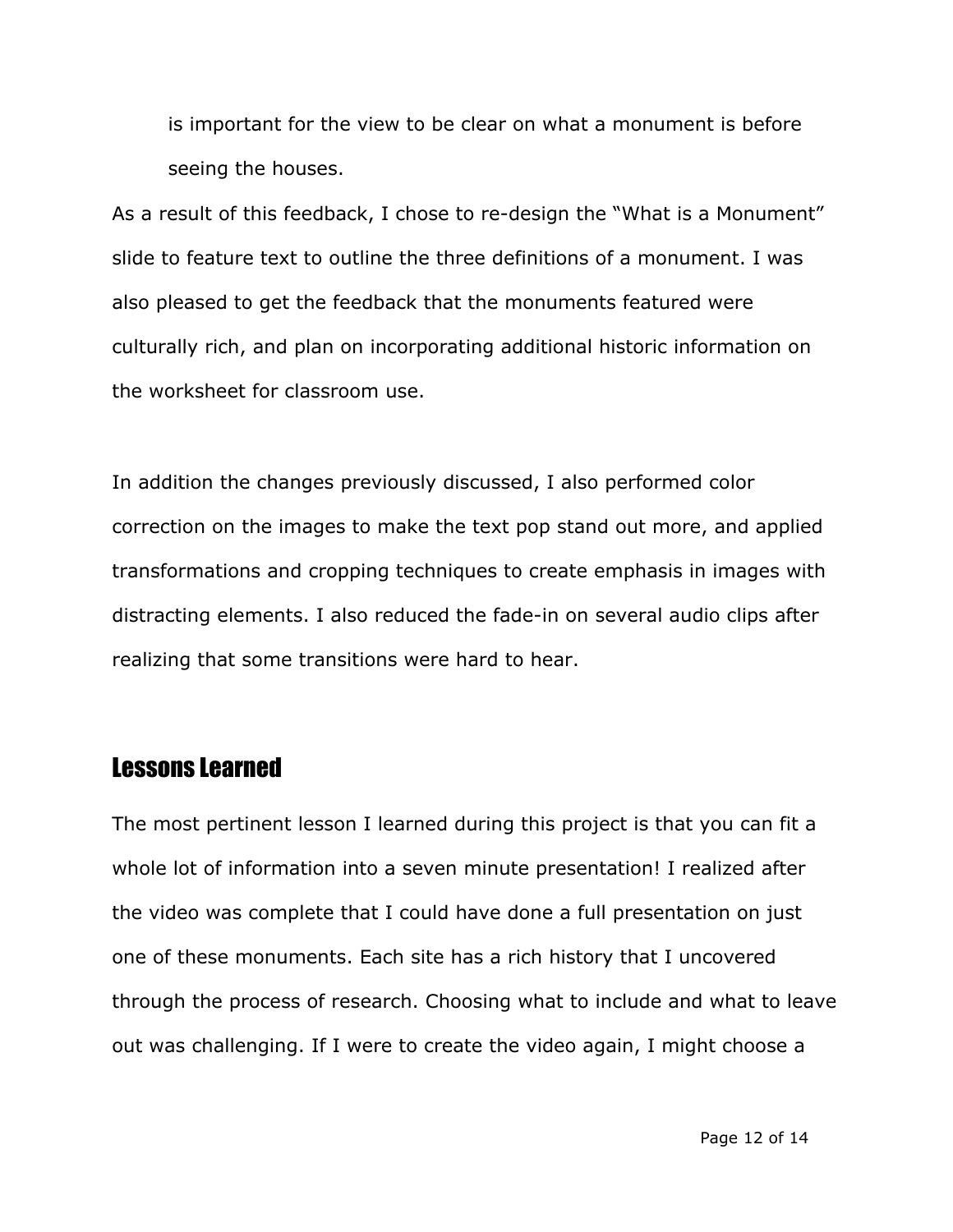is important for the view to be clear on what a monument is before seeing the houses.

As a result of this feedback, I chose to re-design the "What is a Monument" slide to feature text to outline the three definitions of a monument. I was also pleased to get the feedback that the monuments featured were culturally rich, and plan on incorporating additional historic information on the worksheet for classroom use.

In addition the changes previously discussed, I also performed color correction on the images to make the text pop stand out more, and applied transformations and cropping techniques to create emphasis in images with distracting elements. I also reduced the fade-in on several audio clips after realizing that some transitions were hard to hear.

## Lessons Learned

The most pertinent lesson I learned during this project is that you can fit a whole lot of information into a seven minute presentation! I realized after the video was complete that I could have done a full presentation on just one of these monuments. Each site has a rich history that I uncovered through the process of research. Choosing what to include and what to leave out was challenging. If I were to create the video again, I might choose a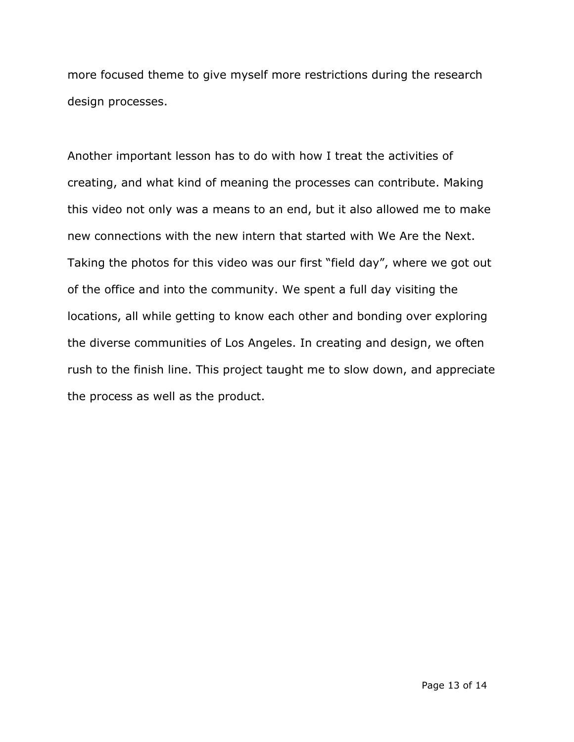more focused theme to give myself more restrictions during the research design processes.

Another important lesson has to do with how I treat the activities of creating, and what kind of meaning the processes can contribute. Making this video not only was a means to an end, but it also allowed me to make new connections with the new intern that started with We Are the Next. Taking the photos for this video was our first “field day”, where we got out of the office and into the community. We spent a full day visiting the locations, all while getting to know each other and bonding over exploring the diverse communities of Los Angeles. In creating and design, we often rush to the finish line. This project taught me to slow down, and appreciate the process as well as the product.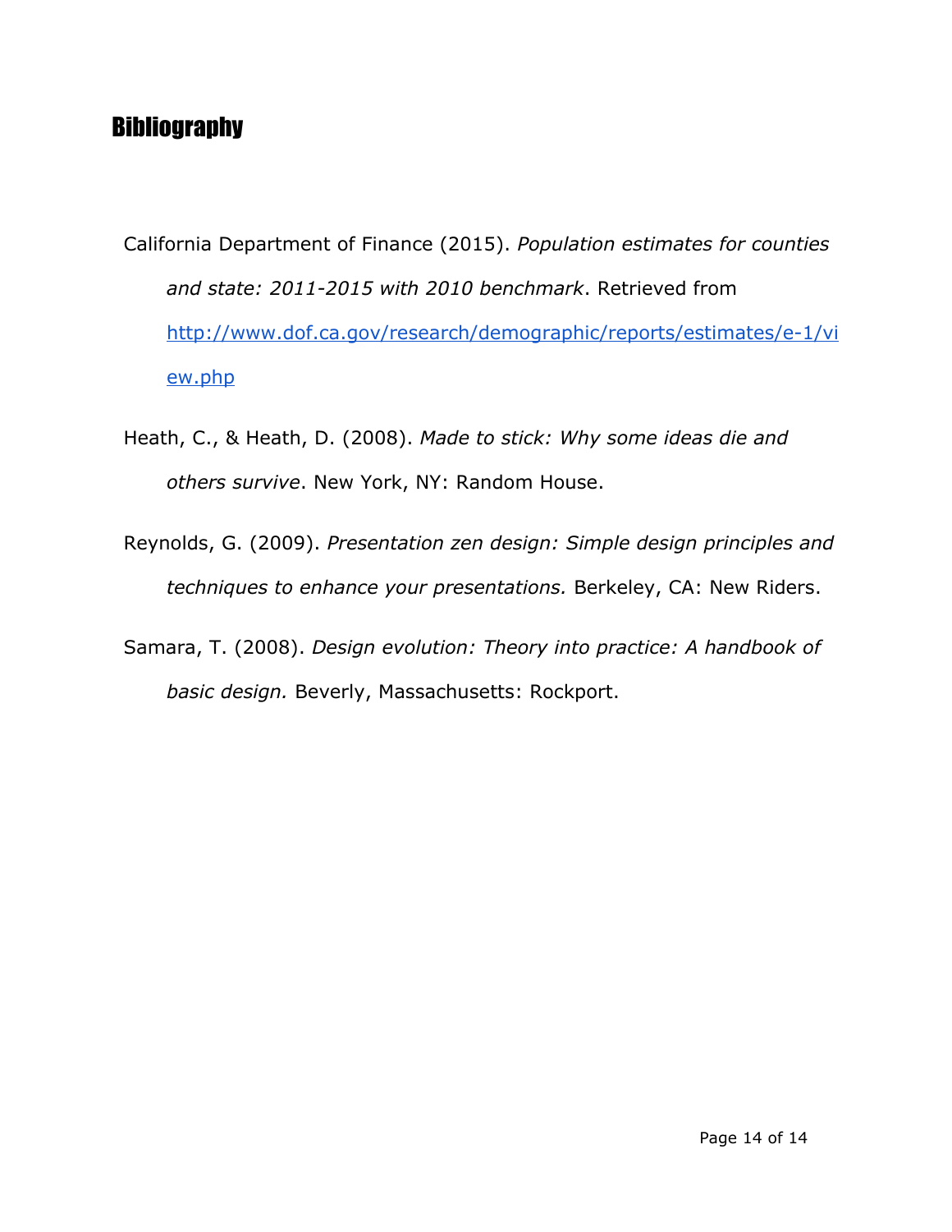## Bibliography

California Department of Finance (2015). *Population estimates for counties and state: 2011-2015 with 2010 benchmark*. Retrieved from http://www.dof.ca.gov/research/demographic/reports/estimates/e-1/view.php

Heath, C., & Heath, D. (2008). *Made to stick: Why some ideas die and others survive*. New York, NY: Random House.

Reynolds, G. (2009). *Presentation zen design: Simple design principles and techniques to enhance your presentations.* Berkeley, CA: New Riders.

Samara, T. (2008). *Design evolution: Theory into practice: A handbook of basic design.* Beverly, Massachusetts: Rockport.